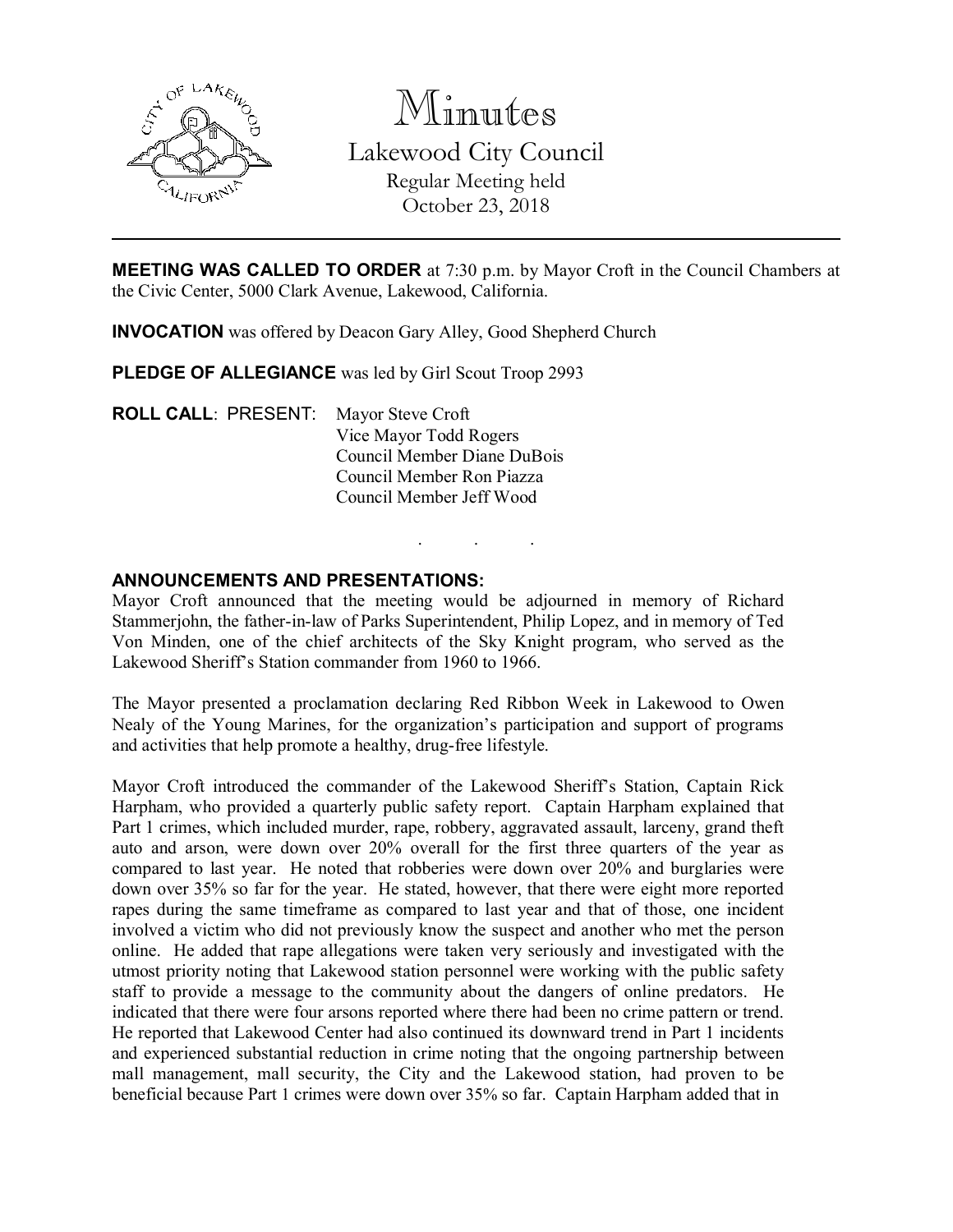# Minutes

## Lakewood City Council

Regular Meeting held
October 23, 2018

---

**MEETING WAS CALLED TO ORDER** at 7:30 p.m. by Mayor Croft in the Council Chambers at the Civic Center, 5000 Clark Avenue, Lakewood, California.

**INVOCATION** was offered by Deacon Gary Alley, Good Shepherd Church

**PLEDGE OF ALLEGIANCE** was led by Girl Scout Troop 2993

**ROLL CALL**: PRESENT: Mayor Steve Croft
Vice Mayor Todd Rogers
Council Member Diane DuBois
Council Member Ron Piazza
Council Member Jeff Wood

. . .

**ANNOUNCEMENTS AND PRESENTATIONS:**

Mayor Croft announced that the meeting would be adjourned in memory of Richard Stammerjohn, the father-in-law of Parks Superintendent, Philip Lopez, and in memory of Ted Von Minden, one of the chief architects of the Sky Knight program, who served as the Lakewood Sheriff's Station commander from 1960 to 1966.

The Mayor presented a proclamation declaring Red Ribbon Week in Lakewood to Owen Nealy of the Young Marines, for the organization's participation and support of programs and activities that help promote a healthy, drug-free lifestyle.

Mayor Croft introduced the commander of the Lakewood Sheriff's Station, Captain Rick Harpham, who provided a quarterly public safety report. Captain Harpham explained that Part 1 crimes, which included murder, rape, robbery, aggravated assault, larceny, grand theft auto and arson, were down over 20% overall for the first three quarters of the year as compared to last year. He noted that robberies were down over 20% and burglaries were down over 35% so far for the year. He stated, however, that there were eight more reported rapes during the same timeframe as compared to last year and that of those, one incident involved a victim who did not previously know the suspect and another who met the person online. He added that rape allegations were taken very seriously and investigated with the utmost priority noting that Lakewood station personnel were working with the public safety staff to provide a message to the community about the dangers of online predators. He indicated that there were four arsons reported where there had been no crime pattern or trend. He reported that Lakewood Center had also continued its downward trend in Part 1 incidents and experienced substantial reduction in crime noting that the ongoing partnership between mall management, mall security, the City and the Lakewood station, had proven to be beneficial because Part 1 crimes were down over 35% so far. Captain Harpham added that in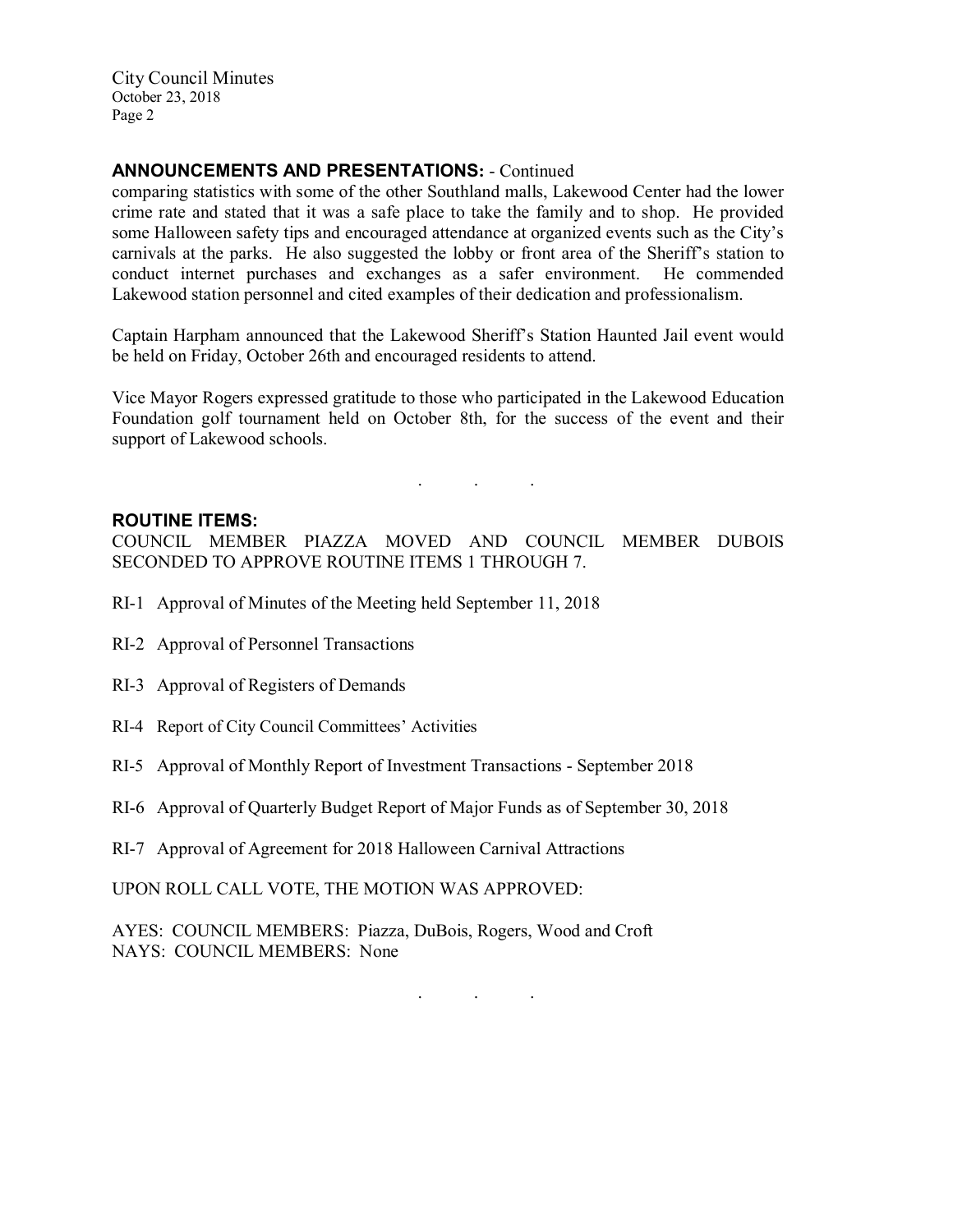## ANNOUNCEMENTS AND PRESENTATIONS: - Continued

comparing statistics with some of the other Southland malls, Lakewood Center had the lower crime rate and stated that it was a safe place to take the family and to shop. He provided some Halloween safety tips and encouraged attendance at organized events such as the City's carnivals at the parks. He also suggested the lobby or front area of the Sheriff's station to conduct internet purchases and exchanges as a safer environment. He commended Lakewood station personnel and cited examples of their dedication and professionalism.

Captain Harpham announced that the Lakewood Sheriff's Station Haunted Jail event would be held on Friday, October 26th and encouraged residents to attend.

Vice Mayor Rogers expressed gratitude to those who participated in the Lakewood Education Foundation golf tournament held on October 8th, for the success of the event and their support of Lakewood schools.

. . .

## ROUTINE ITEMS:

COUNCIL MEMBER PIAZZA MOVED AND COUNCIL MEMBER DUBOIS SECONDED TO APPROVE ROUTINE ITEMS 1 THROUGH 7.

RI-1 Approval of Minutes of the Meeting held September 11, 2018

RI-2 Approval of Personnel Transactions

RI-3 Approval of Registers of Demands

RI-4 Report of City Council Committees' Activities

RI-5 Approval of Monthly Report of Investment Transactions - September 2018

RI-6 Approval of Quarterly Budget Report of Major Funds as of September 30, 2018

RI-7 Approval of Agreement for 2018 Halloween Carnival Attractions

UPON ROLL CALL VOTE, THE MOTION WAS APPROVED:

AYES: COUNCIL MEMBERS: Piazza, DuBois, Rogers, Wood and Croft
NAYS: COUNCIL MEMBERS: None

. . .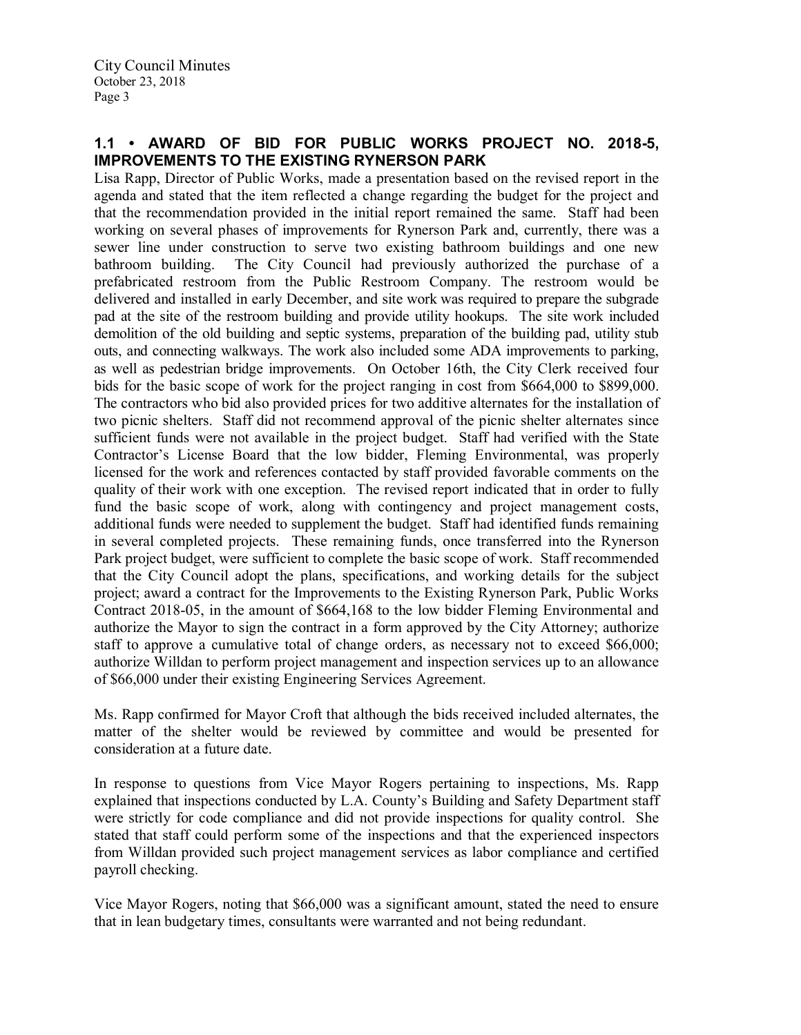## 1.1 • AWARD OF BID FOR PUBLIC WORKS PROJECT NO. 2018-5, IMPROVEMENTS TO THE EXISTING RYNERSON PARK

Lisa Rapp, Director of Public Works, made a presentation based on the revised report in the agenda and stated that the item reflected a change regarding the budget for the project and that the recommendation provided in the initial report remained the same. Staff had been working on several phases of improvements for Rynerson Park and, currently, there was a sewer line under construction to serve two existing bathroom buildings and one new bathroom building. The City Council had previously authorized the purchase of a prefabricated restroom from the Public Restroom Company. The restroom would be delivered and installed in early December, and site work was required to prepare the subgrade pad at the site of the restroom building and provide utility hookups. The site work included demolition of the old building and septic systems, preparation of the building pad, utility stub outs, and connecting walkways. The work also included some ADA improvements to parking, as well as pedestrian bridge improvements. On October 16th, the City Clerk received four bids for the basic scope of work for the project ranging in cost from \$664,000 to \$899,000. The contractors who bid also provided prices for two additive alternates for the installation of two picnic shelters. Staff did not recommend approval of the picnic shelter alternates since sufficient funds were not available in the project budget. Staff had verified with the State Contractor's License Board that the low bidder, Fleming Environmental, was properly licensed for the work and references contacted by staff provided favorable comments on the quality of their work with one exception. The revised report indicated that in order to fully fund the basic scope of work, along with contingency and project management costs, additional funds were needed to supplement the budget. Staff had identified funds remaining in several completed projects. These remaining funds, once transferred into the Rynerson Park project budget, were sufficient to complete the basic scope of work. Staff recommended that the City Council adopt the plans, specifications, and working details for the subject project; award a contract for the Improvements to the Existing Rynerson Park, Public Works Contract 2018-05, in the amount of \$664,168 to the low bidder Fleming Environmental and authorize the Mayor to sign the contract in a form approved by the City Attorney; authorize staff to approve a cumulative total of change orders, as necessary not to exceed \$66,000; authorize Willdan to perform project management and inspection services up to an allowance of \$66,000 under their existing Engineering Services Agreement.

Ms. Rapp confirmed for Mayor Croft that although the bids received included alternates, the matter of the shelter would be reviewed by committee and would be presented for consideration at a future date.

In response to questions from Vice Mayor Rogers pertaining to inspections, Ms. Rapp explained that inspections conducted by L.A. County's Building and Safety Department staff were strictly for code compliance and did not provide inspections for quality control. She stated that staff could perform some of the inspections and that the experienced inspectors from Willdan provided such project management services as labor compliance and certified payroll checking.

Vice Mayor Rogers, noting that \$66,000 was a significant amount, stated the need to ensure that in lean budgetary times, consultants were warranted and not being redundant.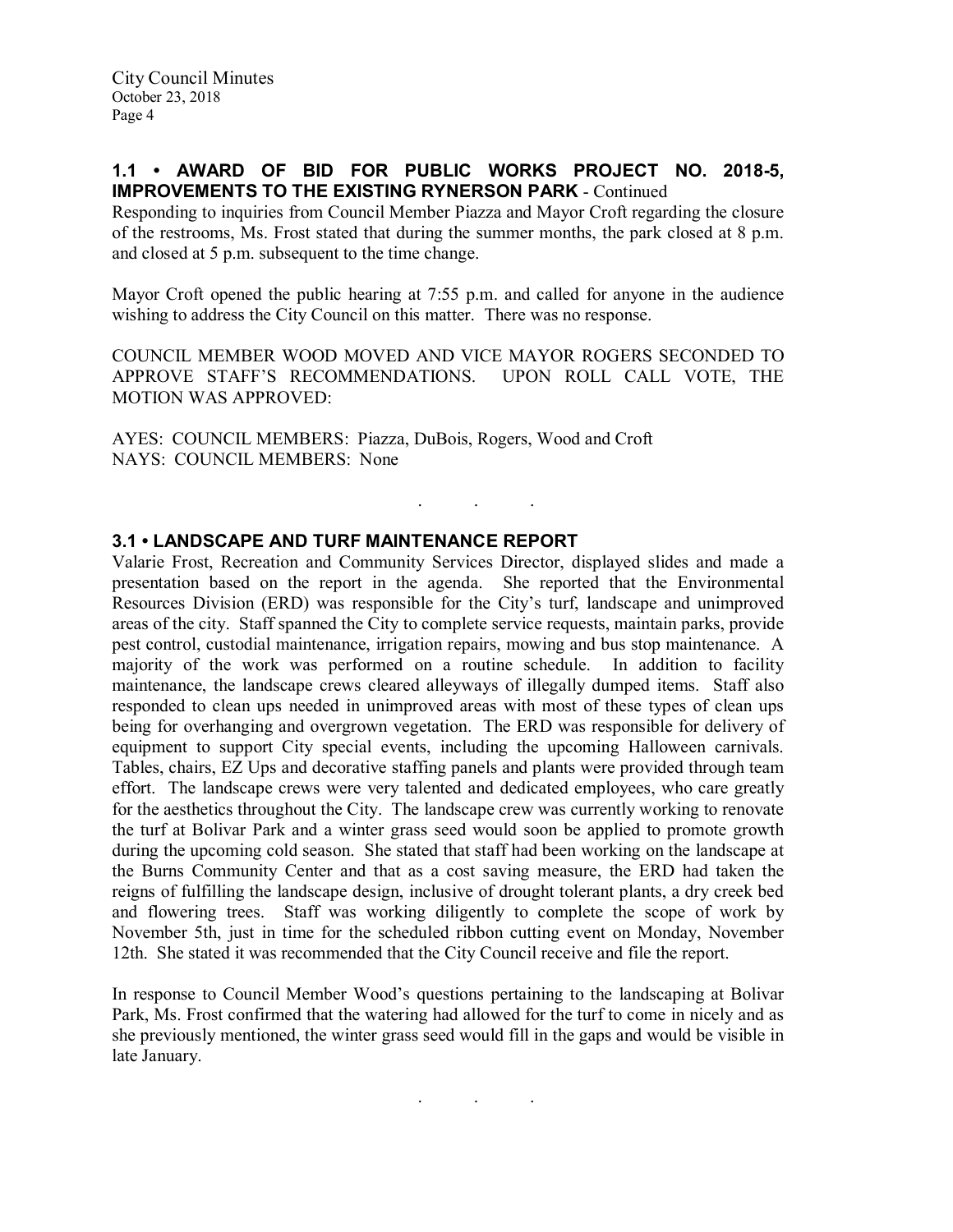### 1.1 • AWARD OF BID FOR PUBLIC WORKS PROJECT NO. 2018-5, IMPROVEMENTS TO THE EXISTING RYNERSON PARK - Continued

Responding to inquiries from Council Member Piazza and Mayor Croft regarding the closure of the restrooms, Ms. Frost stated that during the summer months, the park closed at 8 p.m. and closed at 5 p.m. subsequent to the time change.

Mayor Croft opened the public hearing at 7:55 p.m. and called for anyone in the audience wishing to address the City Council on this matter. There was no response.

COUNCIL MEMBER WOOD MOVED AND VICE MAYOR ROGERS SECONDED TO APPROVE STAFF'S RECOMMENDATIONS. UPON ROLL CALL VOTE, THE MOTION WAS APPROVED:

AYES: COUNCIL MEMBERS: Piazza, DuBois, Rogers, Wood and Croft
NAYS: COUNCIL MEMBERS: None

. . .

### 3.1 • LANDSCAPE AND TURF MAINTENANCE REPORT

Valarie Frost, Recreation and Community Services Director, displayed slides and made a presentation based on the report in the agenda. She reported that the Environmental Resources Division (ERD) was responsible for the City's turf, landscape and unimproved areas of the city. Staff spanned the City to complete service requests, maintain parks, provide pest control, custodial maintenance, irrigation repairs, mowing and bus stop maintenance. A majority of the work was performed on a routine schedule. In addition to facility maintenance, the landscape crews cleared alleyways of illegally dumped items. Staff also responded to clean ups needed in unimproved areas with most of these types of clean ups being for overhanging and overgrown vegetation. The ERD was responsible for delivery of equipment to support City special events, including the upcoming Halloween carnivals. Tables, chairs, EZ Ups and decorative staffing panels and plants were provided through team effort. The landscape crews were very talented and dedicated employees, who care greatly for the aesthetics throughout the City. The landscape crew was currently working to renovate the turf at Bolivar Park and a winter grass seed would soon be applied to promote growth during the upcoming cold season. She stated that staff had been working on the landscape at the Burns Community Center and that as a cost saving measure, the ERD had taken the reigns of fulfilling the landscape design, inclusive of drought tolerant plants, a dry creek bed and flowering trees. Staff was working diligently to complete the scope of work by November 5th, just in time for the scheduled ribbon cutting event on Monday, November 12th. She stated it was recommended that the City Council receive and file the report.

In response to Council Member Wood's questions pertaining to the landscaping at Bolivar Park, Ms. Frost confirmed that the watering had allowed for the turf to come in nicely and as she previously mentioned, the winter grass seed would fill in the gaps and would be visible in late January.

. . .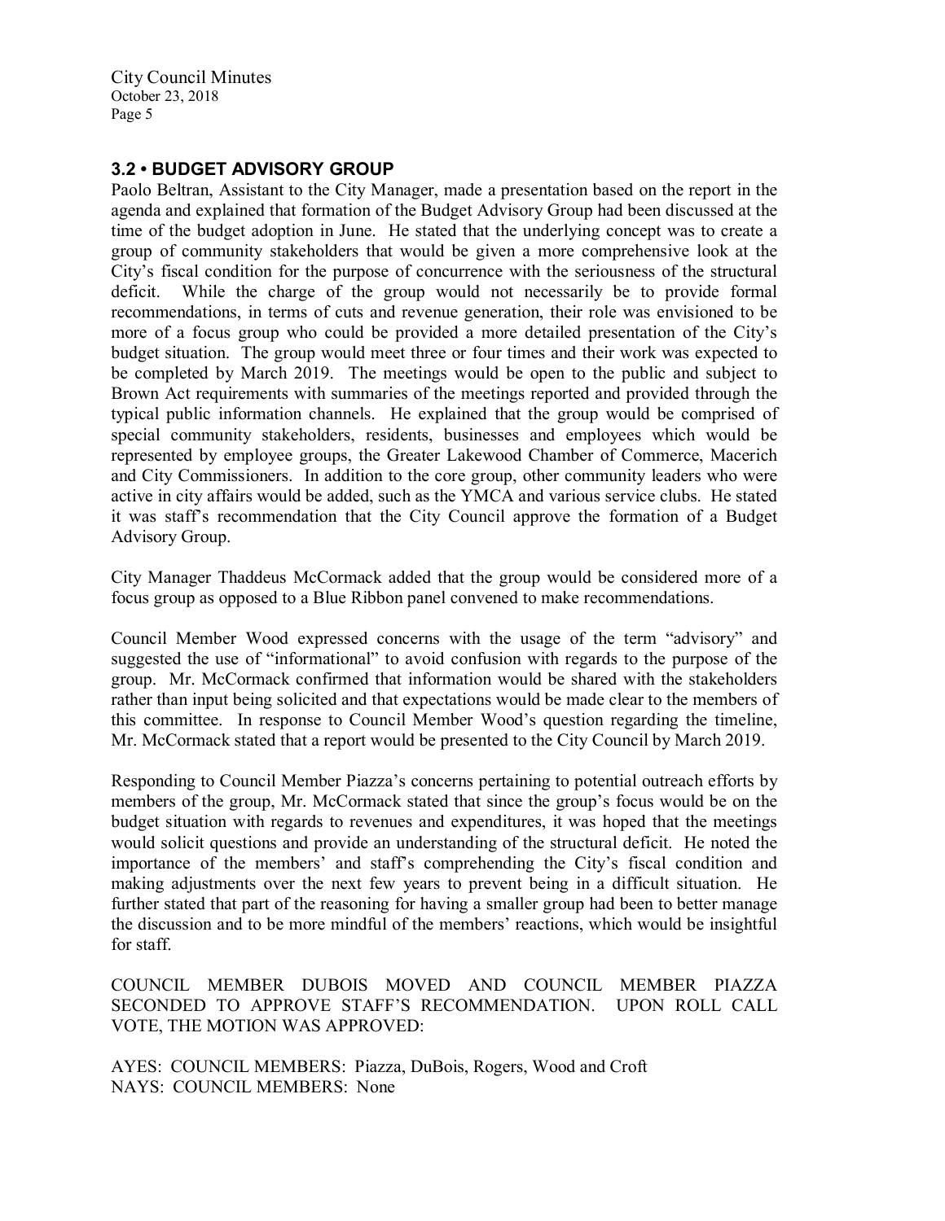### 3.2 • BUDGET ADVISORY GROUP

Paolo Beltran, Assistant to the City Manager, made a presentation based on the report in the agenda and explained that formation of the Budget Advisory Group had been discussed at the time of the budget adoption in June. He stated that the underlying concept was to create a group of community stakeholders that would be given a more comprehensive look at the City's fiscal condition for the purpose of concurrence with the seriousness of the structural deficit. While the charge of the group would not necessarily be to provide formal recommendations, in terms of cuts and revenue generation, their role was envisioned to be more of a focus group who could be provided a more detailed presentation of the City's budget situation. The group would meet three or four times and their work was expected to be completed by March 2019. The meetings would be open to the public and subject to Brown Act requirements with summaries of the meetings reported and provided through the typical public information channels. He explained that the group would be comprised of special community stakeholders, residents, businesses and employees which would be represented by employee groups, the Greater Lakewood Chamber of Commerce, Macerich and City Commissioners. In addition to the core group, other community leaders who were active in city affairs would be added, such as the YMCA and various service clubs. He stated it was staff's recommendation that the City Council approve the formation of a Budget Advisory Group.

City Manager Thaddeus McCormack added that the group would be considered more of a focus group as opposed to a Blue Ribbon panel convened to make recommendations.

Council Member Wood expressed concerns with the usage of the term "advisory" and suggested the use of "informational" to avoid confusion with regards to the purpose of the group. Mr. McCormack confirmed that information would be shared with the stakeholders rather than input being solicited and that expectations would be made clear to the members of this committee. In response to Council Member Wood's question regarding the timeline, Mr. McCormack stated that a report would be presented to the City Council by March 2019.

Responding to Council Member Piazza's concerns pertaining to potential outreach efforts by members of the group, Mr. McCormack stated that since the group's focus would be on the budget situation with regards to revenues and expenditures, it was hoped that the meetings would solicit questions and provide an understanding of the structural deficit. He noted the importance of the members' and staff's comprehending the City's fiscal condition and making adjustments over the next few years to prevent being in a difficult situation. He further stated that part of the reasoning for having a smaller group had been to better manage the discussion and to be more mindful of the members' reactions, which would be insightful for staff.

COUNCIL MEMBER DUBOIS MOVED AND COUNCIL MEMBER PIAZZA SECONDED TO APPROVE STAFF'S RECOMMENDATION. UPON ROLL CALL VOTE, THE MOTION WAS APPROVED:

AYES: COUNCIL MEMBERS: Piazza, DuBois, Rogers, Wood and Croft
NAYS: COUNCIL MEMBERS: None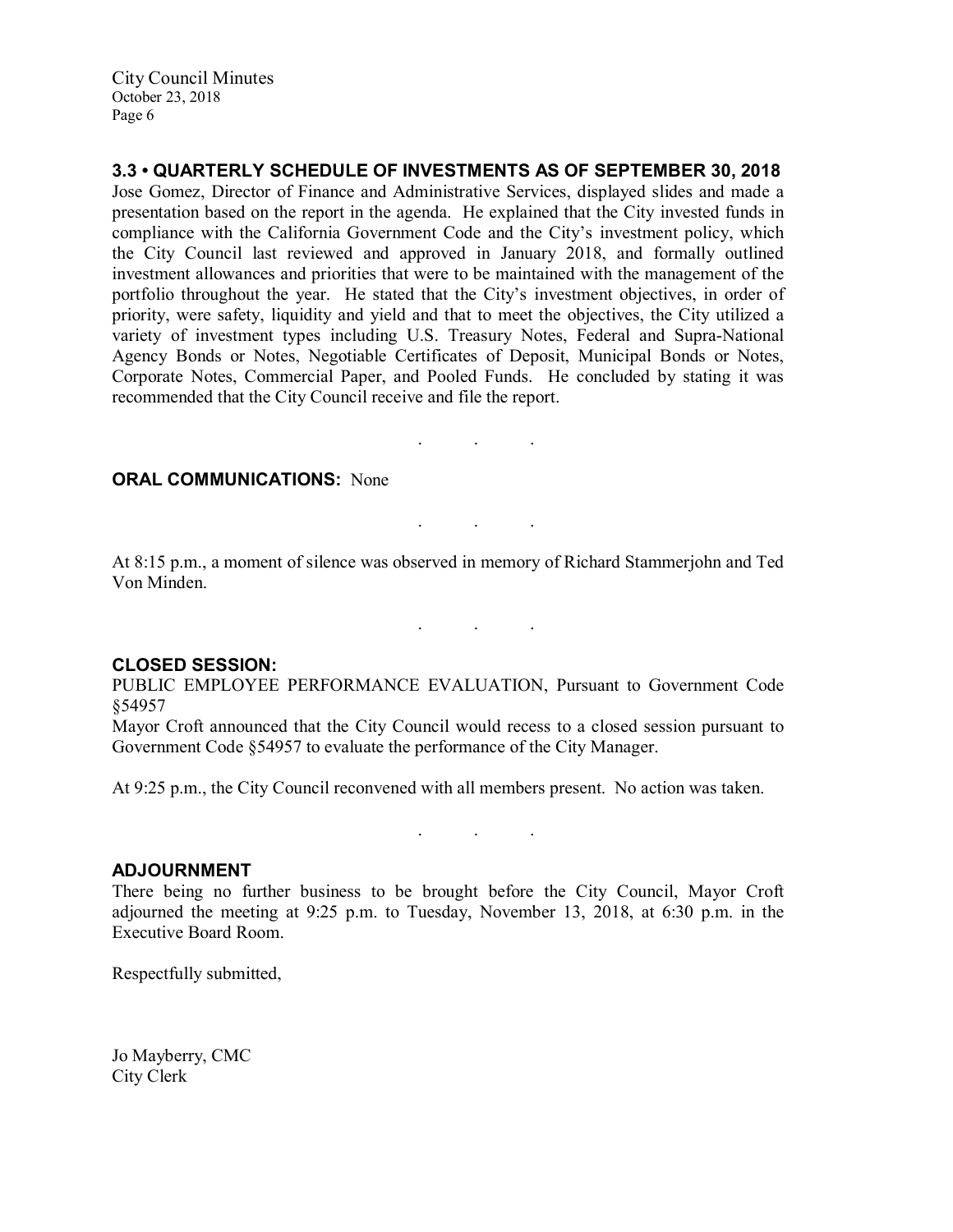### 3.3 • QUARTERLY SCHEDULE OF INVESTMENTS AS OF SEPTEMBER 30, 2018

Jose Gomez, Director of Finance and Administrative Services, displayed slides and made a presentation based on the report in the agenda. He explained that the City invested funds in compliance with the California Government Code and the City's investment policy, which the City Council last reviewed and approved in January 2018, and formally outlined investment allowances and priorities that were to be maintained with the management of the portfolio throughout the year. He stated that the City's investment objectives, in order of priority, were safety, liquidity and yield and that to meet the objectives, the City utilized a variety of investment types including U.S. Treasury Notes, Federal and Supra-National Agency Bonds or Notes, Negotiable Certificates of Deposit, Municipal Bonds or Notes, Corporate Notes, Commercial Paper, and Pooled Funds. He concluded by stating it was recommended that the City Council receive and file the report.

. . .

**ORAL COMMUNICATIONS:** None

. . .

At 8:15 p.m., a moment of silence was observed in memory of Richard Stammerjohn and Ted Von Minden.

. . .

### CLOSED SESSION:

PUBLIC EMPLOYEE PERFORMANCE EVALUATION, Pursuant to Government Code §54957

Mayor Croft announced that the City Council would recess to a closed session pursuant to Government Code §54957 to evaluate the performance of the City Manager.

At 9:25 p.m., the City Council reconvened with all members present. No action was taken.

. . .

### ADJOURNMENT

There being no further business to be brought before the City Council, Mayor Croft adjourned the meeting at 9:25 p.m. to Tuesday, November 13, 2018, at 6:30 p.m. in the Executive Board Room.

Respectfully submitted,

Jo Mayberry, CMC
City Clerk